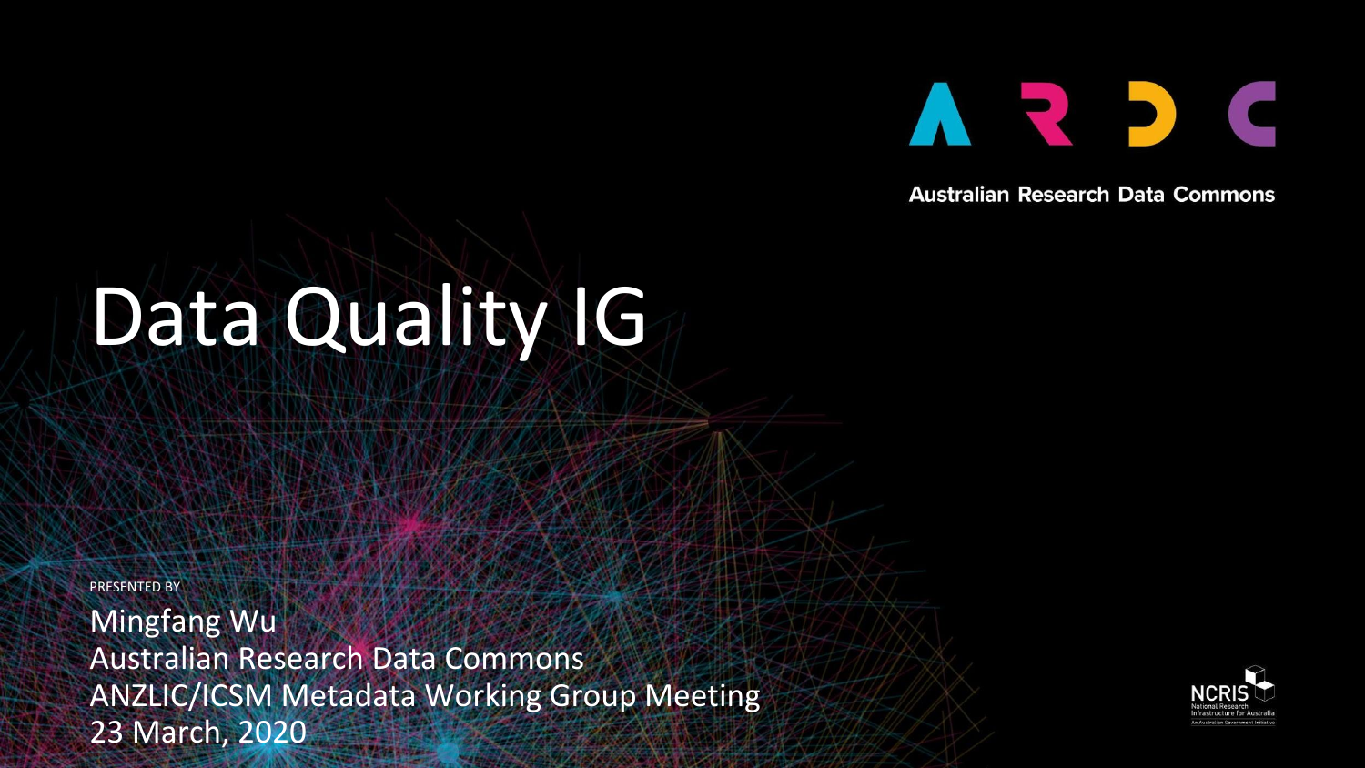ARDC

Australian Research Data Commons

# Data Quality IG

PRESENTED BY

Mingfang Wu
Australian Research Data Commons
ANZLIC/ICSM Metadata Working Group Meeting
23 March, 2020

NCRIS
National Research Infrastructure for Australia
An Australian Government Initiative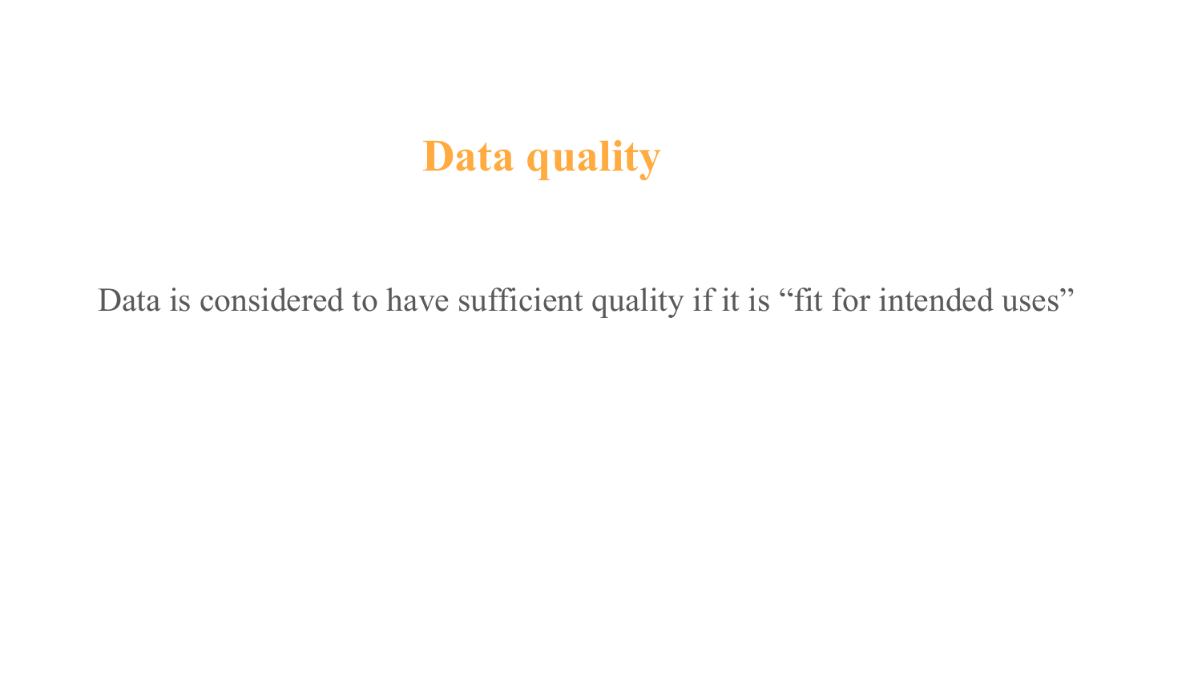# Data quality

Data is considered to have sufficient quality if it is “fit for intended uses”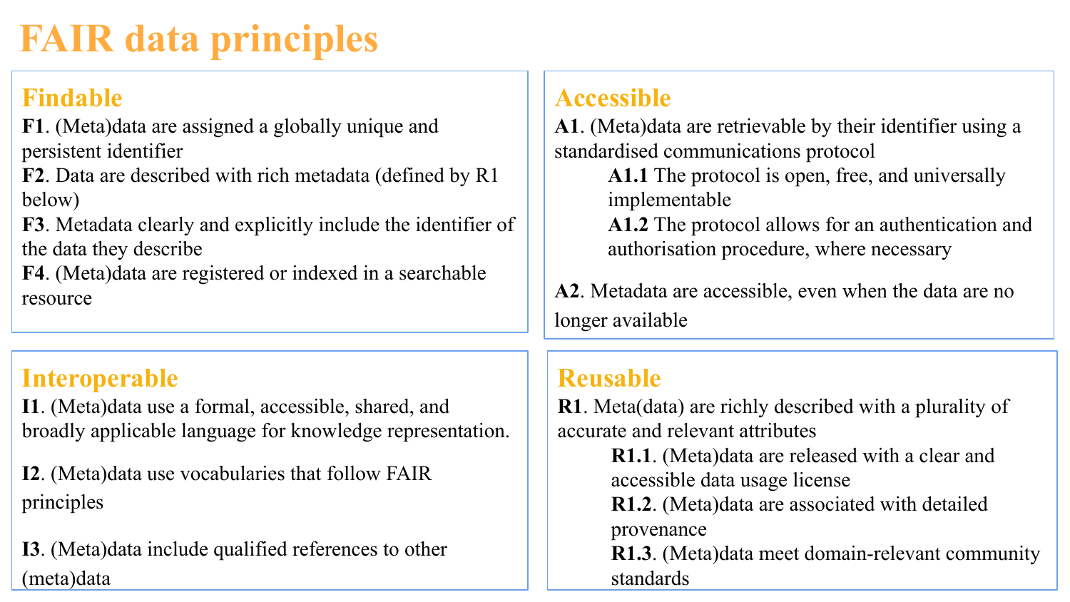# FAIR data principles

## Findable

**F1**. (Meta)data are assigned a globally unique and persistent identifier

**F2**. Data are described with rich metadata (defined by R1 below)

**F3**. Metadata clearly and explicitly include the identifier of the data they describe

**F4**. (Meta)data are registered or indexed in a searchable resource

## Accessible

**A1**. (Meta)data are retrievable by their identifier using a standardised communications protocol

- **A1.1** The protocol is open, free, and universally implementable
- **A1.2** The protocol allows for an authentication and authorisation procedure, where necessary

**A2**. Metadata are accessible, even when the data are no longer available

## Interoperable

**I1**. (Meta)data use a formal, accessible, shared, and broadly applicable language for knowledge representation.

**I2**. (Meta)data use vocabularies that follow FAIR principles

**I3**. (Meta)data include qualified references to other (meta)data

## Reusable

**R1**. Meta(data) are richly described with a plurality of accurate and relevant attributes

- **R1.1**. (Meta)data are released with a clear and accessible data usage license
- **R1.2**. (Meta)data are associated with detailed provenance
- **R1.3**. (Meta)data meet domain-relevant community standards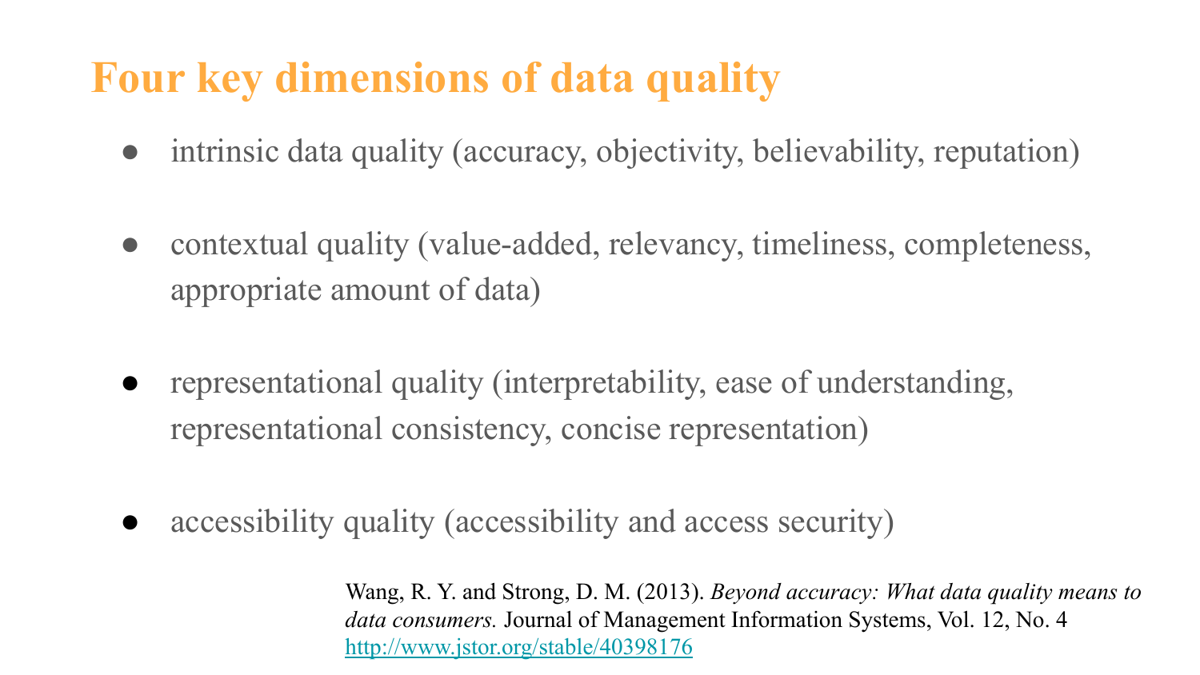# Four key dimensions of data quality

- intrinsic data quality (accuracy, objectivity, believability, reputation)
- contextual quality (value-added, relevancy, timeliness, completeness, appropriate amount of data)
- representational quality (interpretability, ease of understanding, representational consistency, concise representation)
- accessibility quality (accessibility and access security)

Wang, R. Y. and Strong, D. M. (2013). *Beyond accuracy: What data quality means to data consumers.* Journal of Management Information Systems, Vol. 12, No. 4
http://www.jstor.org/stable/40398176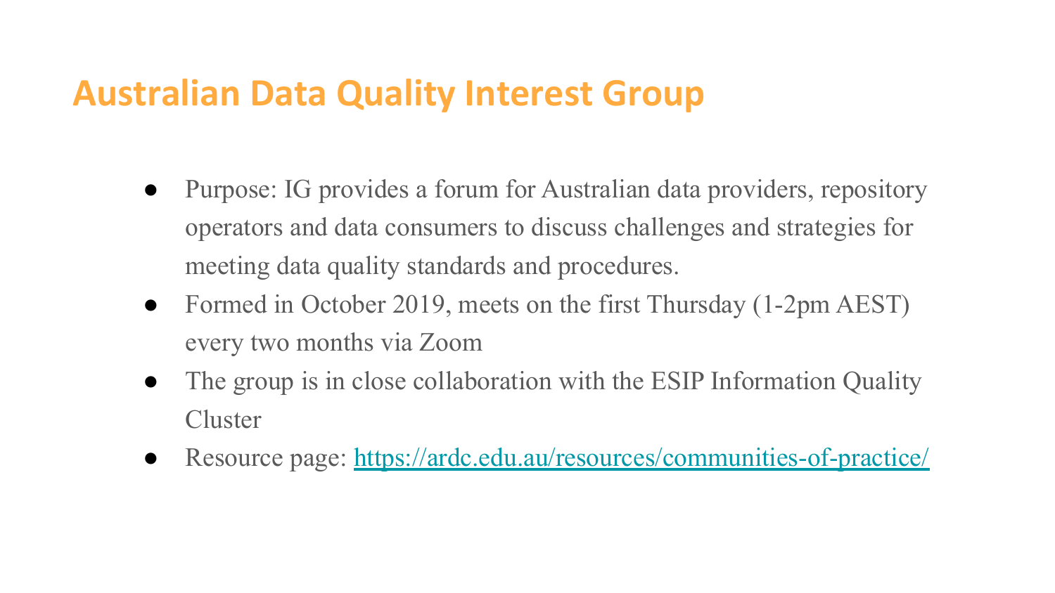# Australian Data Quality Interest Group

- Purpose: IG provides a forum for Australian data providers, repository operators and data consumers to discuss challenges and strategies for meeting data quality standards and procedures.
- Formed in October 2019, meets on the first Thursday (1-2pm AEST) every two months via Zoom
- The group is in close collaboration with the ESIP Information Quality Cluster
- Resource page: [https://ardc.edu.au/resources/communities-of-practice/](https://ardc.edu.au/resources/communities-of-practice/)